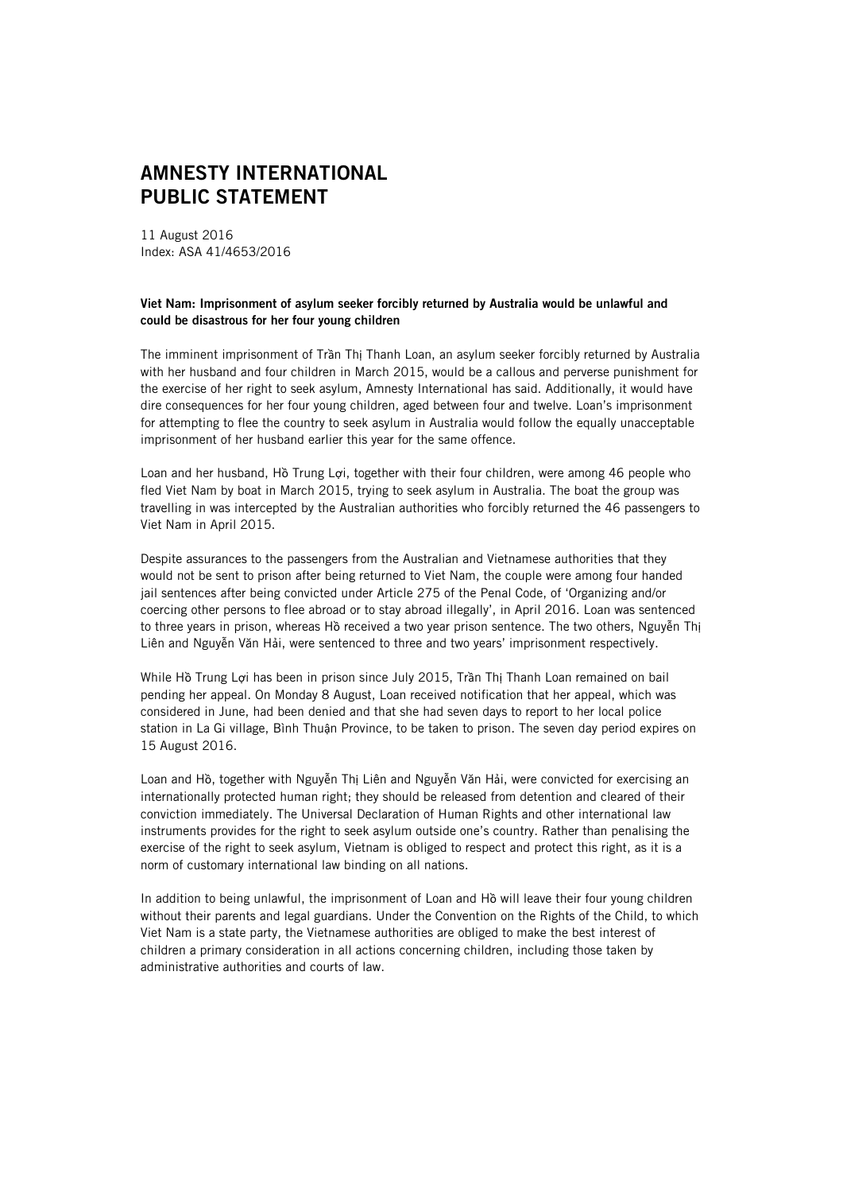# AMNESTY INTERNATIONAL PUBLIC STATEMENT

11 August 2016
Index: ASA 41/4653/2016

**Viet Nam: Imprisonment of asylum seeker forcibly returned by Australia would be unlawful and could be disastrous for her four young children**

The imminent imprisonment of Trần Thị Thanh Loan, an asylum seeker forcibly returned by Australia with her husband and four children in March 2015, would be a callous and perverse punishment for the exercise of her right to seek asylum, Amnesty International has said. Additionally, it would have dire consequences for her four young children, aged between four and twelve. Loan's imprisonment for attempting to flee the country to seek asylum in Australia would follow the equally unacceptable imprisonment of her husband earlier this year for the same offence.

Loan and her husband, Hồ Trung Lợi, together with their four children, were among 46 people who fled Viet Nam by boat in March 2015, trying to seek asylum in Australia. The boat the group was travelling in was intercepted by the Australian authorities who forcibly returned the 46 passengers to Viet Nam in April 2015.

Despite assurances to the passengers from the Australian and Vietnamese authorities that they would not be sent to prison after being returned to Viet Nam, the couple were among four handed jail sentences after being convicted under Article 275 of the Penal Code, of 'Organizing and/or coercing other persons to flee abroad or to stay abroad illegally', in April 2016. Loan was sentenced to three years in prison, whereas Hồ received a two year prison sentence. The two others, Nguyễn Thị Liên and Nguyễn Văn Hải, were sentenced to three and two years' imprisonment respectively.

While Hồ Trung Lợi has been in prison since July 2015, Trần Thị Thanh Loan remained on bail pending her appeal. On Monday 8 August, Loan received notification that her appeal, which was considered in June, had been denied and that she had seven days to report to her local police station in La Gi village, Bình Thuận Province, to be taken to prison. The seven day period expires on 15 August 2016.

Loan and Hồ, together with Nguyễn Thị Liên and Nguyễn Văn Hải, were convicted for exercising an internationally protected human right; they should be released from detention and cleared of their conviction immediately. The Universal Declaration of Human Rights and other international law instruments provides for the right to seek asylum outside one's country. Rather than penalising the exercise of the right to seek asylum, Vietnam is obliged to respect and protect this right, as it is a norm of customary international law binding on all nations.

In addition to being unlawful, the imprisonment of Loan and Hồ will leave their four young children without their parents and legal guardians. Under the Convention on the Rights of the Child, to which Viet Nam is a state party, the Vietnamese authorities are obliged to make the best interest of children a primary consideration in all actions concerning children, including those taken by administrative authorities and courts of law.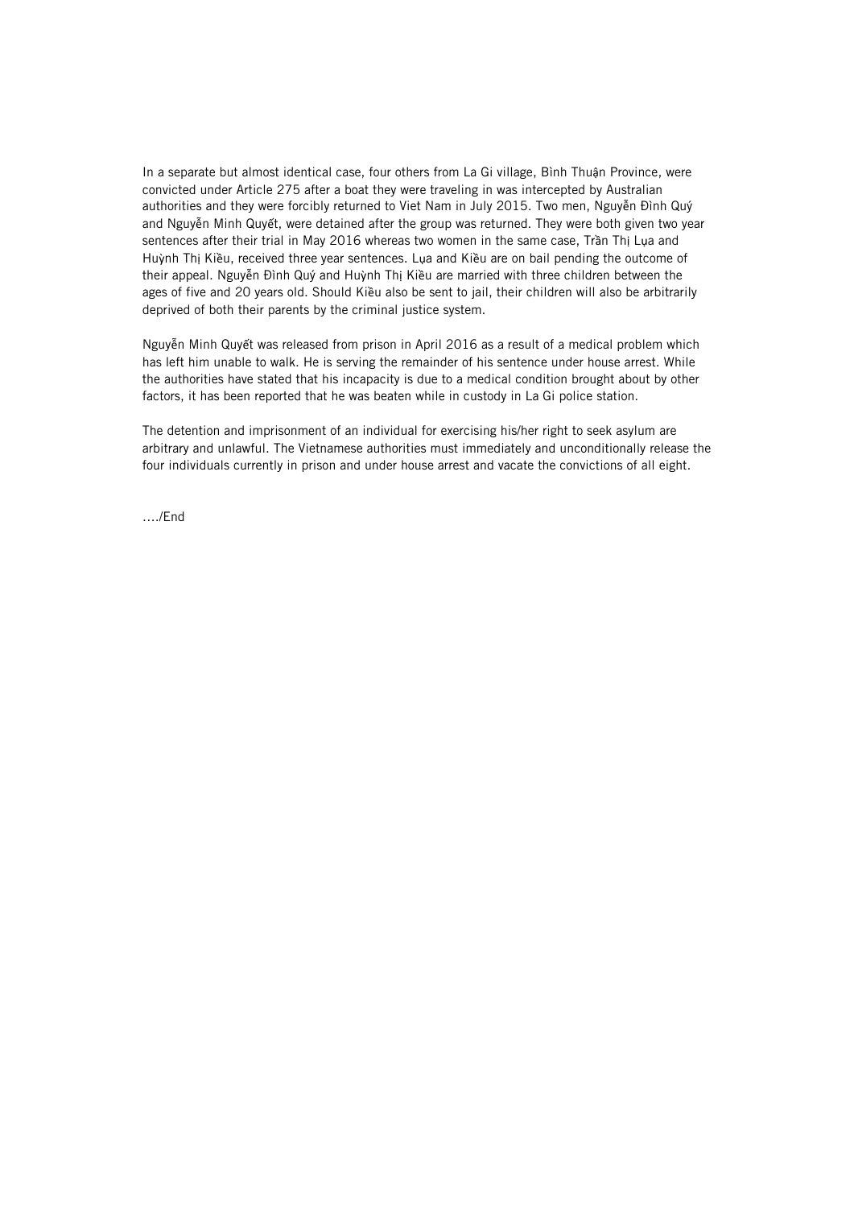In a separate but almost identical case, four others from La Gi village, Bình Thuận Province, were convicted under Article 275 after a boat they were traveling in was intercepted by Australian authorities and they were forcibly returned to Viet Nam in July 2015. Two men, Nguyễn Đình Quý and Nguyễn Minh Quyết, were detained after the group was returned. They were both given two year sentences after their trial in May 2016 whereas two women in the same case, Trần Thị Lụa and Huỳnh Thị Kiều, received three year sentences. Lụa and Kiều are on bail pending the outcome of their appeal. Nguyễn Đình Quý and Huỳnh Thị Kiều are married with three children between the ages of five and 20 years old. Should Kiều also be sent to jail, their children will also be arbitrarily deprived of both their parents by the criminal justice system.

Nguyễn Minh Quyết was released from prison in April 2016 as a result of a medical problem which has left him unable to walk. He is serving the remainder of his sentence under house arrest. While the authorities have stated that his incapacity is due to a medical condition brought about by other factors, it has been reported that he was beaten while in custody in La Gi police station.

The detention and imprisonment of an individual for exercising his/her right to seek asylum are arbitrary and unlawful. The Vietnamese authorities must immediately and unconditionally release the four individuals currently in prison and under house arrest and vacate the convictions of all eight.

…./End